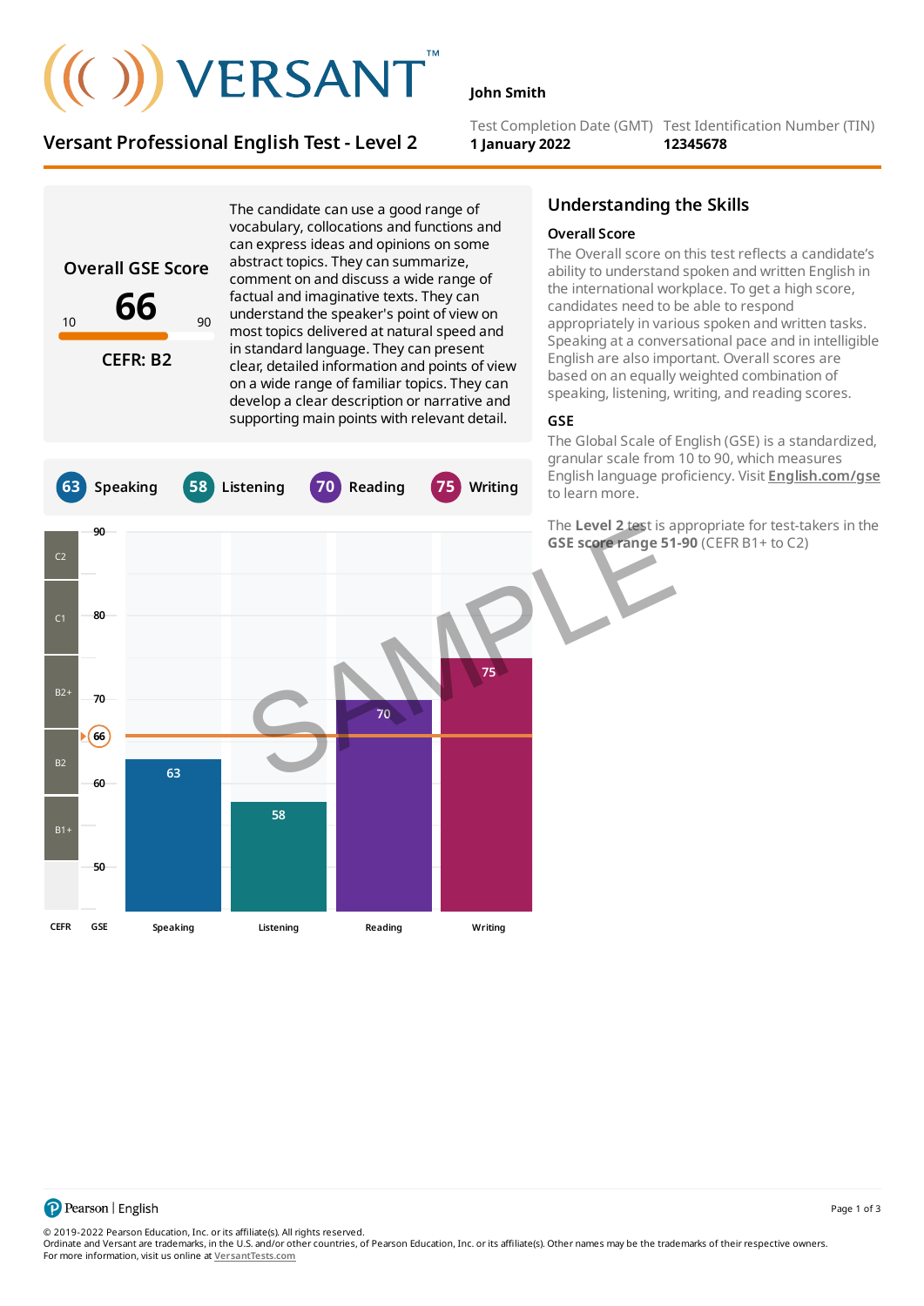# VERSANT™

## Versant Professional English Test - Level 2

**John Smith**

Test Completion Date (GMT)
**1 January 2022**

Test Identification Number (TIN)
**12345678**

### Overall GSE Score

**66**

10 — 90

**CEFR: B2**

The candidate can use a good range of vocabulary, collocations and functions and can express ideas and opinions on some abstract topics. They can summarize, comment on and discuss a wide range of factual and imaginative texts. They can understand the speaker's point of view on most topics delivered at natural speed and in standard language. They can present clear, detailed information and points of view on a wide range of familiar topics. They can develop a clear description or narrative and supporting main points with relevant detail.

| Speaking | Listening | Reading | Writing |
|---|---|---|---|
| 63 | 58 | 70 | 75 |

| CEFR | GSE range |
|---|---|
| C2 | 85–90 |
| C1 | 76–84 |
| B2+ | 67–75 |
| B2 | 59–66 |
| B1+ | 51–58 |

SAMPLE

## Understanding the Skills

### Overall Score

The Overall score on this test reflects a candidate's ability to understand spoken and written English in the international workplace. To get a high score, candidates need to be able to respond appropriately in various spoken and written tasks. Speaking at a conversational pace and in intelligible English are also important. Overall scores are based on an equally weighted combination of speaking, listening, writing, and reading scores.

### GSE

The Global Scale of English (GSE) is a standardized, granular scale from 10 to 90, which measures English language proficiency. Visit **English.com/gse** to learn more.

The **Level 2** test is appropriate for test-takers in the **GSE score range 51-90** (CEFR B1+ to C2)

Pearson | English

© 2019-2022 Pearson Education, Inc. or its affiliate(s). All rights reserved.
Ordinate and Versant are trademarks, in the U.S. and/or other countries, of Pearson Education, Inc. or its affiliate(s). Other names may be the trademarks of their respective owners.
For more information, visit us online at VersantTests.com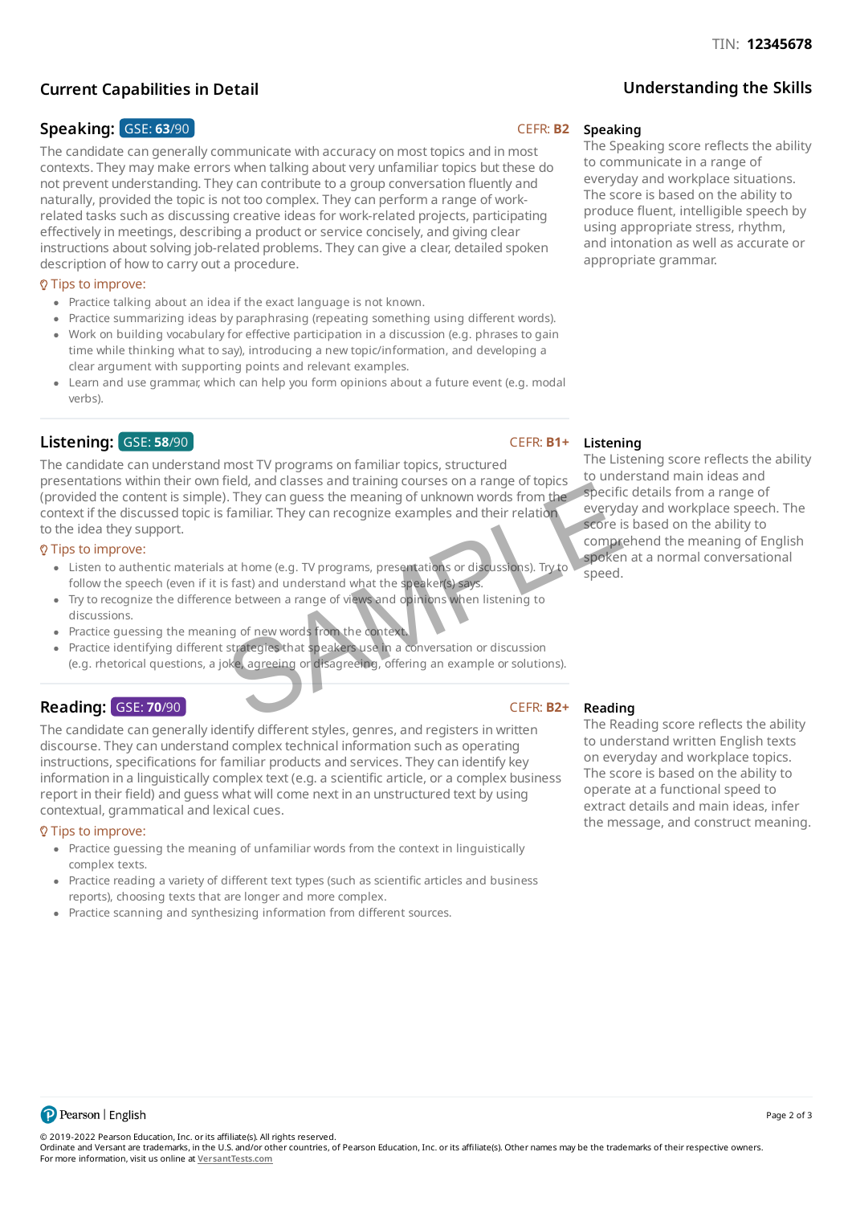TIN: **12345678**

## Current Capabilities in Detail

### Speaking: GSE: **63**/90

CEFR: **B2**

The candidate can generally communicate with accuracy on most topics and in most contexts. They may make errors when talking about very unfamiliar topics but these do not prevent understanding. They can contribute to a group conversation fluently and naturally, provided the topic is not too complex. They can perform a range of work-related tasks such as discussing creative ideas for work-related projects, participating effectively in meetings, describing a product or service concisely, and giving clear instructions about solving job-related problems. They can give a clear, detailed spoken description of how to carry out a procedure.

**Tips to improve:**

- Practice talking about an idea if the exact language is not known.
- Practice summarizing ideas by paraphrasing (repeating something using different words).
- Work on building vocabulary for effective participation in a discussion (e.g. phrases to gain time while thinking what to say), introducing a new topic/information, and developing a clear argument with supporting points and relevant examples.
- Learn and use grammar, which can help you form opinions about a future event (e.g. modal verbs).

### Listening: GSE: **58**/90

CEFR: **B1+**

The candidate can understand most TV programs on familiar topics, structured presentations within their own field, and classes and training courses on a range of topics (provided the content is simple). They can guess the meaning of unknown words from the context if the discussed topic is familiar. They can recognize examples and their relation to the idea they support.

**Tips to improve:**

- Listen to authentic materials at home (e.g. TV programs, presentations or discussions). Try to follow the speech (even if it is fast) and understand what the speaker(s) says.
- Try to recognize the difference between a range of views and opinions when listening to discussions.
- Practice guessing the meaning of new words from the context.
- Practice identifying different strategies that speakers use in a conversation or discussion (e.g. rhetorical questions, a joke, agreeing or disagreeing, offering an example or solutions).

### Reading: GSE: **70**/90

CEFR: **B2+**

The candidate can generally identify different styles, genres, and registers in written discourse. They can understand complex technical information such as operating instructions, specifications for familiar products and services. They can identify key information in a linguistically complex text (e.g. a scientific article, or a complex business report in their field) and guess what will come next in an unstructured text by using contextual, grammatical and lexical cues.

**Tips to improve:**

- Practice guessing the meaning of unfamiliar words from the context in linguistically complex texts.
- Practice reading a variety of different text types (such as scientific articles and business reports), choosing texts that are longer and more complex.
- Practice scanning and synthesizing information from different sources.

## Understanding the Skills

### Speaking

The Speaking score reflects the ability to communicate in a range of everyday and workplace situations. The score is based on the ability to produce fluent, intelligible speech by using appropriate stress, rhythm, and intonation as well as accurate or appropriate grammar.

### Listening

The Listening score reflects the ability to understand main ideas and specific details from a range of everyday and workplace speech. The score is based on the ability to comprehend the meaning of English spoken at a normal conversational speed.

### Reading

The Reading score reflects the ability to understand written English texts on everyday and workplace topics. The score is based on the ability to operate at a functional speed to extract details and main ideas, infer the message, and construct meaning.

SAMPLE

Pearson | English

© 2019-2022 Pearson Education, Inc. or its affiliate(s). All rights reserved.
Ordinate and Versant are trademarks, in the U.S. and/or other countries, of Pearson Education, Inc. or its affiliate(s). Other names may be the trademarks of their respective owners.
For more information, visit us online at VersantTests.com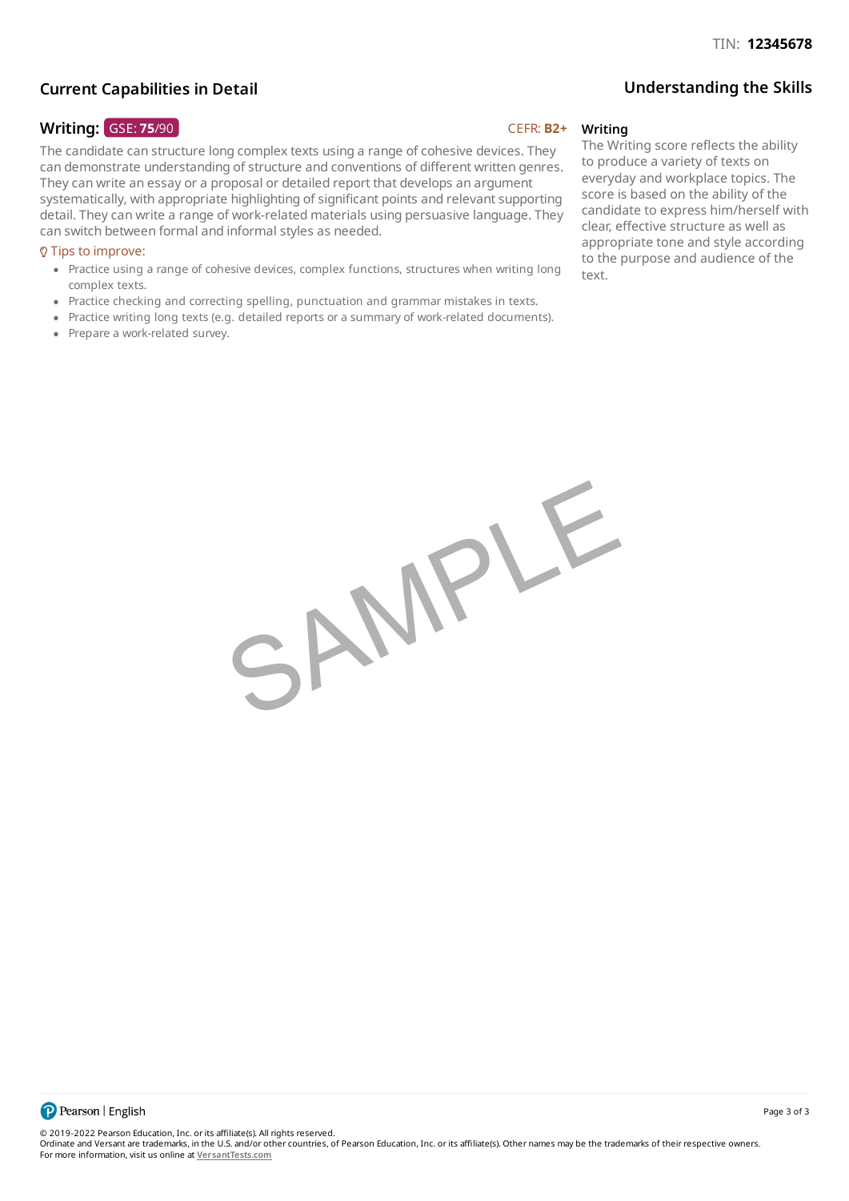TIN: **12345678**

## Current Capabilities in Detail

### Writing: GSE: **75**/90

CEFR: **B2+**

The candidate can structure long complex texts using a range of cohesive devices. They can demonstrate understanding of structure and conventions of different written genres. They can write an essay or a proposal or detailed report that develops an argument systematically, with appropriate highlighting of significant points and relevant supporting detail. They can write a range of work-related materials using persuasive language. They can switch between formal and informal styles as needed.

Tips to improve:

- Practice using a range of cohesive devices, complex functions, structures when writing long complex texts.
- Practice checking and correcting spelling, punctuation and grammar mistakes in texts.
- Practice writing long texts (e.g. detailed reports or a summary of work-related documents).
- Prepare a work-related survey.

## Understanding the Skills

### Writing

The Writing score reflects the ability to produce a variety of texts on everyday and workplace topics. The score is based on the ability of the candidate to express him/herself with clear, effective structure as well as appropriate tone and style according to the purpose and audience of the text.

SAMPLE

Pearson | English

© 2019-2022 Pearson Education, Inc. or its affiliate(s). All rights reserved.
Ordinate and Versant are trademarks, in the U.S. and/or other countries, of Pearson Education, Inc. or its affiliate(s). Other names may be the trademarks of their respective owners.
For more information, visit us online at VersantTests.com